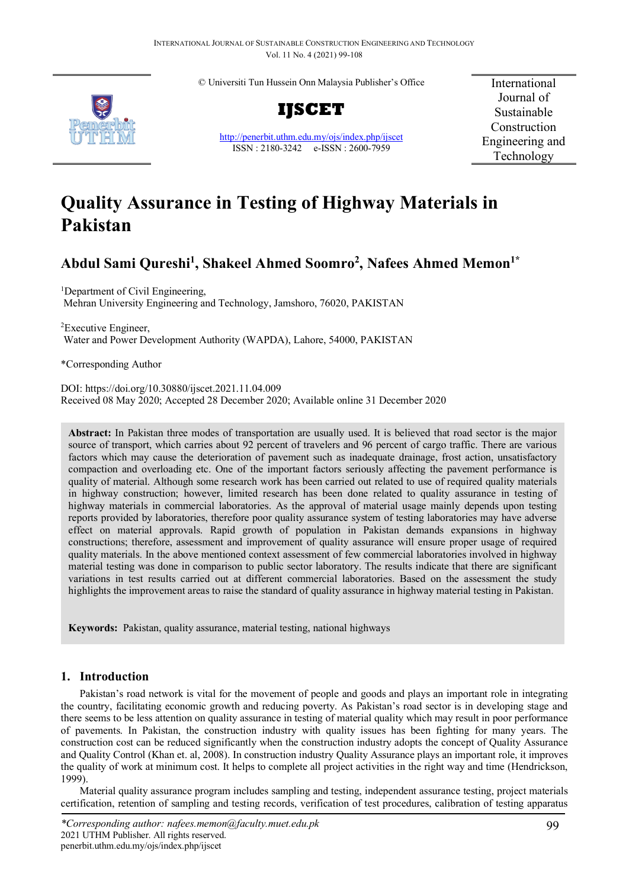© Universiti Tun Hussein Onn Malaysia Publisher's Office

**IJSCET**

http://penerbit.uthm.edu.my/ojs/index.php/ijscet
ISSN : 2180-3242 e-ISSN : 2600-7959

International Journal of Sustainable Construction Engineering and Technology

# Quality Assurance in Testing of Highway Materials in Pakistan

## Abdul Sami Qureshi[1], Shakeel Ahmed Soomro[2], Nafees Ahmed Memon[1*]

[1]Department of Civil Engineering,
Mehran University Engineering and Technology, Jamshoro, 76020, PAKISTAN

[2]Executive Engineer,
Water and Power Development Authority (WAPDA), Lahore, 54000, PAKISTAN

*Corresponding Author

DOI: https://doi.org/10.30880/ijscet.2021.11.04.009
Received 08 May 2020; Accepted 28 December 2020; Available online 31 December 2020

**Abstract:** In Pakistan three modes of transportation are usually used. It is believed that road sector is the major source of transport, which carries about 92 percent of travelers and 96 percent of cargo traffic. There are various factors which may cause the deterioration of pavement such as inadequate drainage, frost action, unsatisfactory compaction and overloading etc. One of the important factors seriously affecting the pavement performance is quality of material. Although some research work has been carried out related to use of required quality materials in highway construction; however, limited research has been done related to quality assurance in testing of highway materials in commercial laboratories. As the approval of material usage mainly depends upon testing reports provided by laboratories, therefore poor quality assurance system of testing laboratories may have adverse effect on material approvals. Rapid growth of population in Pakistan demands expansions in highway constructions; therefore, assessment and improvement of quality assurance will ensure proper usage of required quality materials. In the above mentioned context assessment of few commercial laboratories involved in highway material testing was done in comparison to public sector laboratory. The results indicate that there are significant variations in test results carried out at different commercial laboratories. Based on the assessment the study highlights the improvement areas to raise the standard of quality assurance in highway material testing in Pakistan.

**Keywords:** Pakistan, quality assurance, material testing, national highways

## 1. Introduction

Pakistan's road network is vital for the movement of people and goods and plays an important role in integrating the country, facilitating economic growth and reducing poverty. As Pakistan's road sector is in developing stage and there seems to be less attention on quality assurance in testing of material quality which may result in poor performance of pavements. In Pakistan, the construction industry with quality issues has been fighting for many years. The construction cost can be reduced significantly when the construction industry adopts the concept of Quality Assurance and Quality Control (Khan et. al, 2008). In construction industry Quality Assurance plays an important role, it improves the quality of work at minimum cost. It helps to complete all project activities in the right way and time (Hendrickson, 1999).

Material quality assurance program includes sampling and testing, independent assurance testing, project materials certification, retention of sampling and testing records, verification of test procedures, calibration of testing apparatus

*Corresponding author: nafees.memon@faculty.muet.edu.pk
2021 UTHM Publisher. All rights reserved.
penerbit.uthm.edu.my/ojs/index.php/ijscet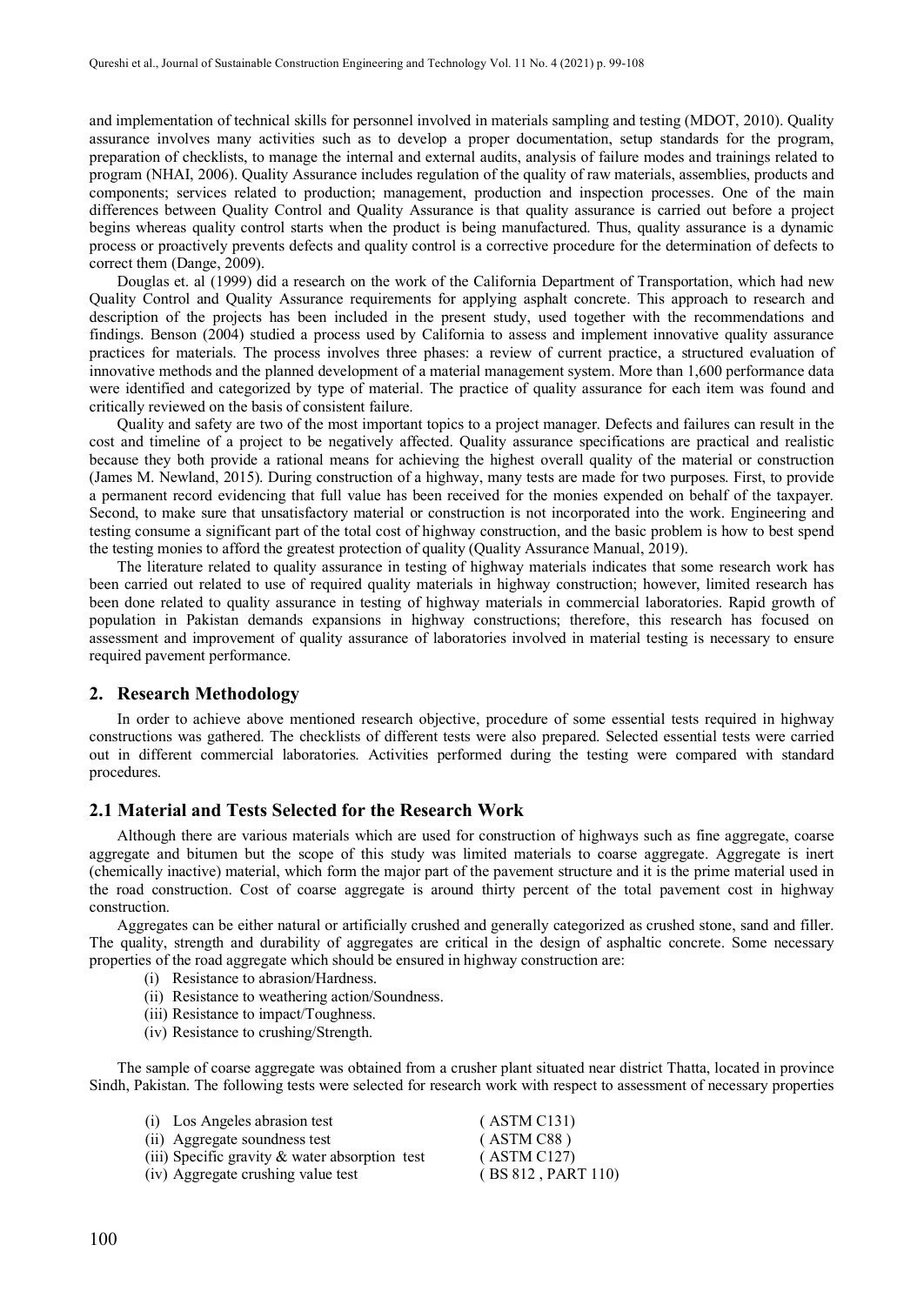and implementation of technical skills for personnel involved in materials sampling and testing (MDOT, 2010). Quality assurance involves many activities such as to develop a proper documentation, setup standards for the program, preparation of checklists, to manage the internal and external audits, analysis of failure modes and trainings related to program (NHAI, 2006). Quality Assurance includes regulation of the quality of raw materials, assemblies, products and components; services related to production; management, production and inspection processes. One of the main differences between Quality Control and Quality Assurance is that quality assurance is carried out before a project begins whereas quality control starts when the product is being manufactured. Thus, quality assurance is a dynamic process or proactively prevents defects and quality control is a corrective procedure for the determination of defects to correct them (Dange, 2009).

Douglas et. al (1999) did a research on the work of the California Department of Transportation, which had new Quality Control and Quality Assurance requirements for applying asphalt concrete. This approach to research and description of the projects has been included in the present study, used together with the recommendations and findings. Benson (2004) studied a process used by California to assess and implement innovative quality assurance practices for materials. The process involves three phases: a review of current practice, a structured evaluation of innovative methods and the planned development of a material management system. More than 1,600 performance data were identified and categorized by type of material. The practice of quality assurance for each item was found and critically reviewed on the basis of consistent failure.

Quality and safety are two of the most important topics to a project manager. Defects and failures can result in the cost and timeline of a project to be negatively affected. Quality assurance specifications are practical and realistic because they both provide a rational means for achieving the highest overall quality of the material or construction (James M. Newland, 2015). During construction of a highway, many tests are made for two purposes. First, to provide a permanent record evidencing that full value has been received for the monies expended on behalf of the taxpayer. Second, to make sure that unsatisfactory material or construction is not incorporated into the work. Engineering and testing consume a significant part of the total cost of highway construction, and the basic problem is how to best spend the testing monies to afford the greatest protection of quality (Quality Assurance Manual, 2019).

The literature related to quality assurance in testing of highway materials indicates that some research work has been carried out related to use of required quality materials in highway construction; however, limited research has been done related to quality assurance in testing of highway materials in commercial laboratories. Rapid growth of population in Pakistan demands expansions in highway constructions; therefore, this research has focused on assessment and improvement of quality assurance of laboratories involved in material testing is necessary to ensure required pavement performance.

## 2. Research Methodology

In order to achieve above mentioned research objective, procedure of some essential tests required in highway constructions was gathered. The checklists of different tests were also prepared. Selected essential tests were carried out in different commercial laboratories. Activities performed during the testing were compared with standard procedures.

### 2.1 Material and Tests Selected for the Research Work

Although there are various materials which are used for construction of highways such as fine aggregate, coarse aggregate and bitumen but the scope of this study was limited materials to coarse aggregate. Aggregate is inert (chemically inactive) material, which form the major part of the pavement structure and it is the prime material used in the road construction. Cost of coarse aggregate is around thirty percent of the total pavement cost in highway construction.

Aggregates can be either natural or artificially crushed and generally categorized as crushed stone, sand and filler. The quality, strength and durability of aggregates are critical in the design of asphaltic concrete. Some necessary properties of the road aggregate which should be ensured in highway construction are:

(i) Resistance to abrasion/Hardness.
(ii) Resistance to weathering action/Soundness.
(iii) Resistance to impact/Toughness.
(iv) Resistance to crushing/Strength.

The sample of coarse aggregate was obtained from a crusher plant situated near district Thatta, located in province Sindh, Pakistan. The following tests were selected for research work with respect to assessment of necessary properties

(i) Los Angeles abrasion test (ASTM C131)
(ii) Aggregate soundness test (ASTM C88)
(iii) Specific gravity & water absorption test (ASTM C127)
(iv) Aggregate crushing value test (BS 812, PART 110)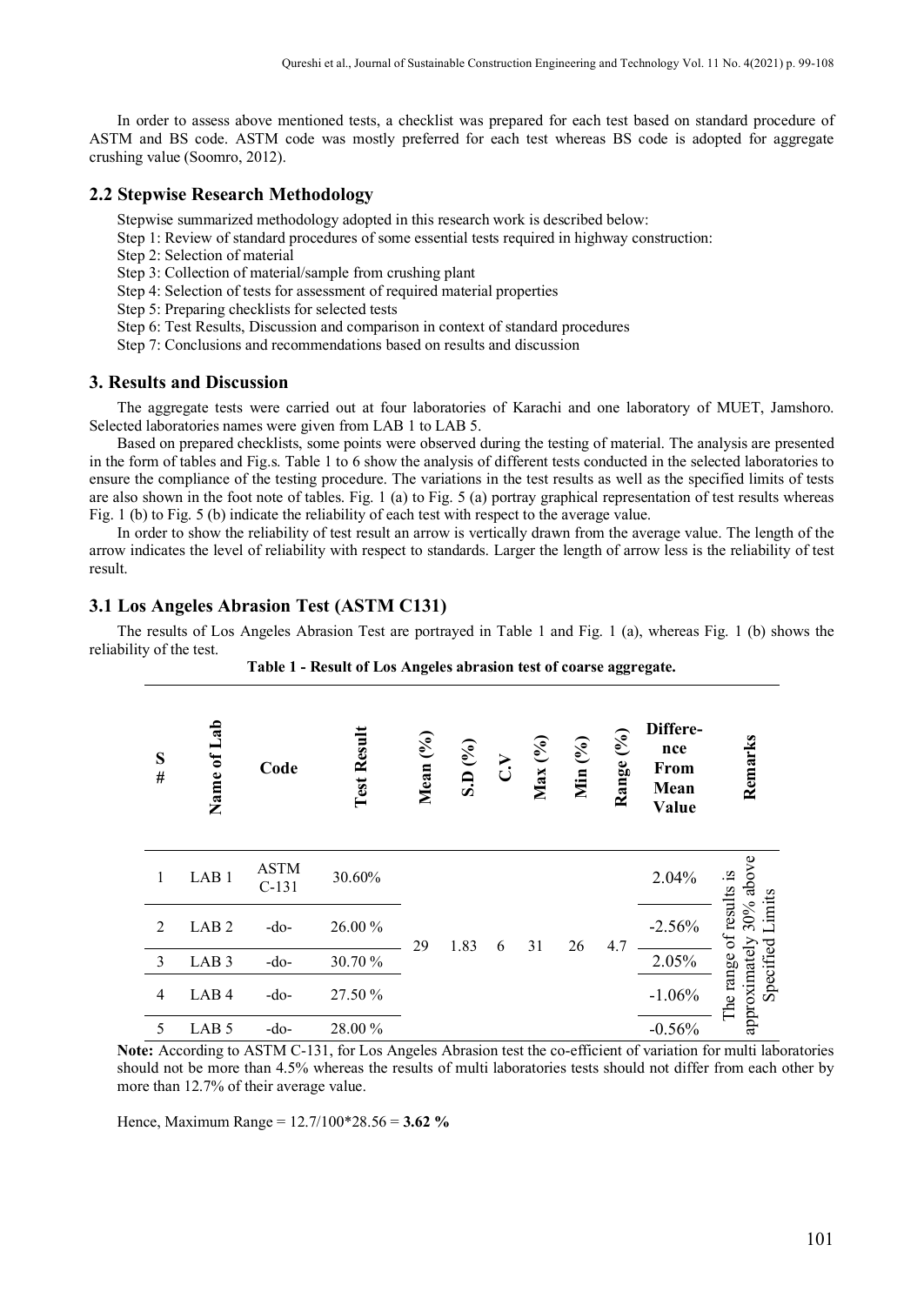In order to assess above mentioned tests, a checklist was prepared for each test based on standard procedure of ASTM and BS code. ASTM code was mostly preferred for each test whereas BS code is adopted for aggregate crushing value (Soomro, 2012).

## 2.2 Stepwise Research Methodology

Stepwise summarized methodology adopted in this research work is described below:

Step 1: Review of standard procedures of some essential tests required in highway construction:

Step 2: Selection of material

Step 3: Collection of material/sample from crushing plant

Step 4: Selection of tests for assessment of required material properties

Step 5: Preparing checklists for selected tests

Step 6: Test Results, Discussion and comparison in context of standard procedures

Step 7: Conclusions and recommendations based on results and discussion

## 3. Results and Discussion

The aggregate tests were carried out at four laboratories of Karachi and one laboratory of MUET, Jamshoro. Selected laboratories names were given from LAB 1 to LAB 5.

Based on prepared checklists, some points were observed during the testing of material. The analysis are presented in the form of tables and Fig.s. Table 1 to 6 show the analysis of different tests conducted in the selected laboratories to ensure the compliance of the testing procedure. The variations in the test results as well as the specified limits of tests are also shown in the foot note of tables. Fig. 1 (a) to Fig. 5 (a) portray graphical representation of test results whereas Fig. 1 (b) to Fig. 5 (b) indicate the reliability of each test with respect to the average value.

In order to show the reliability of test result an arrow is vertically drawn from the average value. The length of the arrow indicates the level of reliability with respect to standards. Larger the length of arrow less is the reliability of test result.

## 3.1 Los Angeles Abrasion Test (ASTM C131)

The results of Los Angeles Abrasion Test are portrayed in Table 1 and Fig. 1 (a), whereas Fig. 1 (b) shows the reliability of the test.

**Table 1 - Result of Los Angeles abrasion test of coarse aggregate.**

| S # | Name of Lab | Code | Test Result | Mean (%) | S.D (%) | C.V | Max (%) | Min (%) | Range (%) | Difference From Mean Value | Remarks |
|---|---|---|---|---|---|---|---|---|---|---|---|
| 1 | LAB 1 | ASTM C-131 | 30.60% | 29 | 1.83 | 6 | 31 | 26 | 4.7 | 2.04% | The range of results is approximately 30% above Specified Limits |
| 2 | LAB 2 | -do- | 26.00 % | | | | | | | -2.56% | |
| 3 | LAB 3 | -do- | 30.70 % | | | | | | | 2.05% | |
| 4 | LAB 4 | -do- | 27.50 % | | | | | | | -1.06% | |
| 5 | LAB 5 | -do- | 28.00 % | | | | | | | -0.56% | |

**Note:** According to ASTM C-131, for Los Angeles Abrasion test the co-efficient of variation for multi laboratories should not be more than 4.5% whereas the results of multi laboratories tests should not differ from each other by more than 12.7% of their average value.

Hence, Maximum Range = 12.7/100*28.56 = **3.62 %**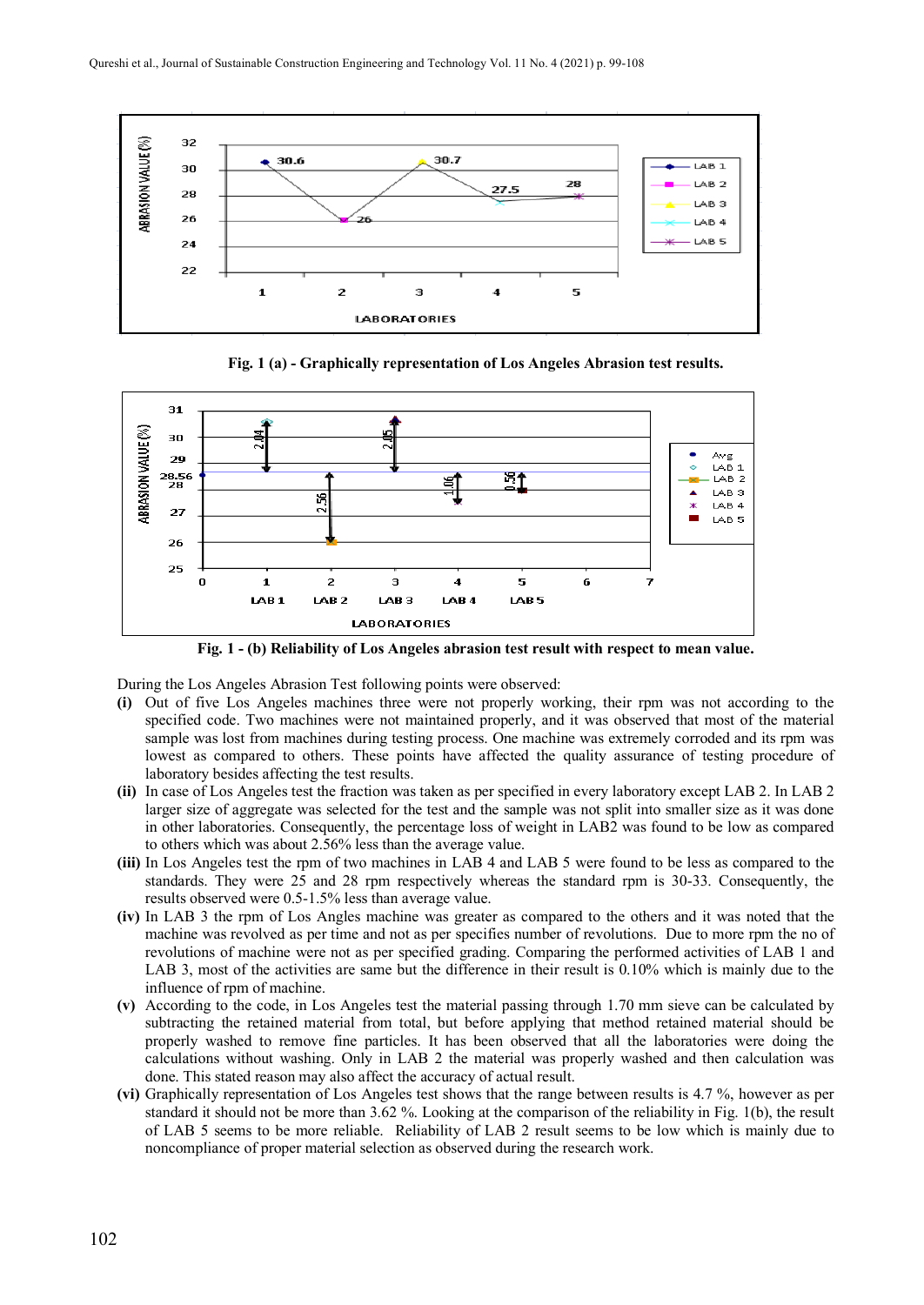**Fig. 1 (a) - Graphically representation of Los Angeles Abrasion test results.**

**Fig. 1 - (b) Reliability of Los Angeles abrasion test result with respect to mean value.**

During the Los Angeles Abrasion Test following points were observed:

**(i)** Out of five Los Angeles machines three were not properly working, their rpm was not according to the specified code. Two machines were not maintained properly, and it was observed that most of the material sample was lost from machines during testing process. One machine was extremely corroded and its rpm was lowest as compared to others. These points have affected the quality assurance of testing procedure of laboratory besides affecting the test results.

**(ii)** In case of Los Angeles test the fraction was taken as per specified in every laboratory except LAB 2. In LAB 2 larger size of aggregate was selected for the test and the sample was not split into smaller size as it was done in other laboratories. Consequently, the percentage loss of weight in LAB2 was found to be low as compared to others which was about 2.56% less than the average value.

**(iii)** In Los Angeles test the rpm of two machines in LAB 4 and LAB 5 were found to be less as compared to the standards. They were 25 and 28 rpm respectively whereas the standard rpm is 30-33. Consequently, the results observed were 0.5-1.5% less than average value.

**(iv)** In LAB 3 the rpm of Los Angles machine was greater as compared to the others and it was noted that the machine was revolved as per time and not as per specifies number of revolutions. Due to more rpm the no of revolutions of machine were not as per specified grading. Comparing the performed activities of LAB 1 and LAB 3, most of the activities are same but the difference in their result is 0.10% which is mainly due to the influence of rpm of machine.

**(v)** According to the code, in Los Angeles test the material passing through 1.70 mm sieve can be calculated by subtracting the retained material from total, but before applying that method retained material should be properly washed to remove fine particles. It has been observed that all the laboratories were doing the calculations without washing. Only in LAB 2 the material was properly washed and then calculation was done. This stated reason may also affect the accuracy of actual result.

**(vi)** Graphically representation of Los Angeles test shows that the range between results is 4.7 %, however as per standard it should not be more than 3.62 %. Looking at the comparison of the reliability in Fig. 1(b), the result of LAB 5 seems to be more reliable. Reliability of LAB 2 result seems to be low which is mainly due to noncompliance of proper material selection as observed during the research work.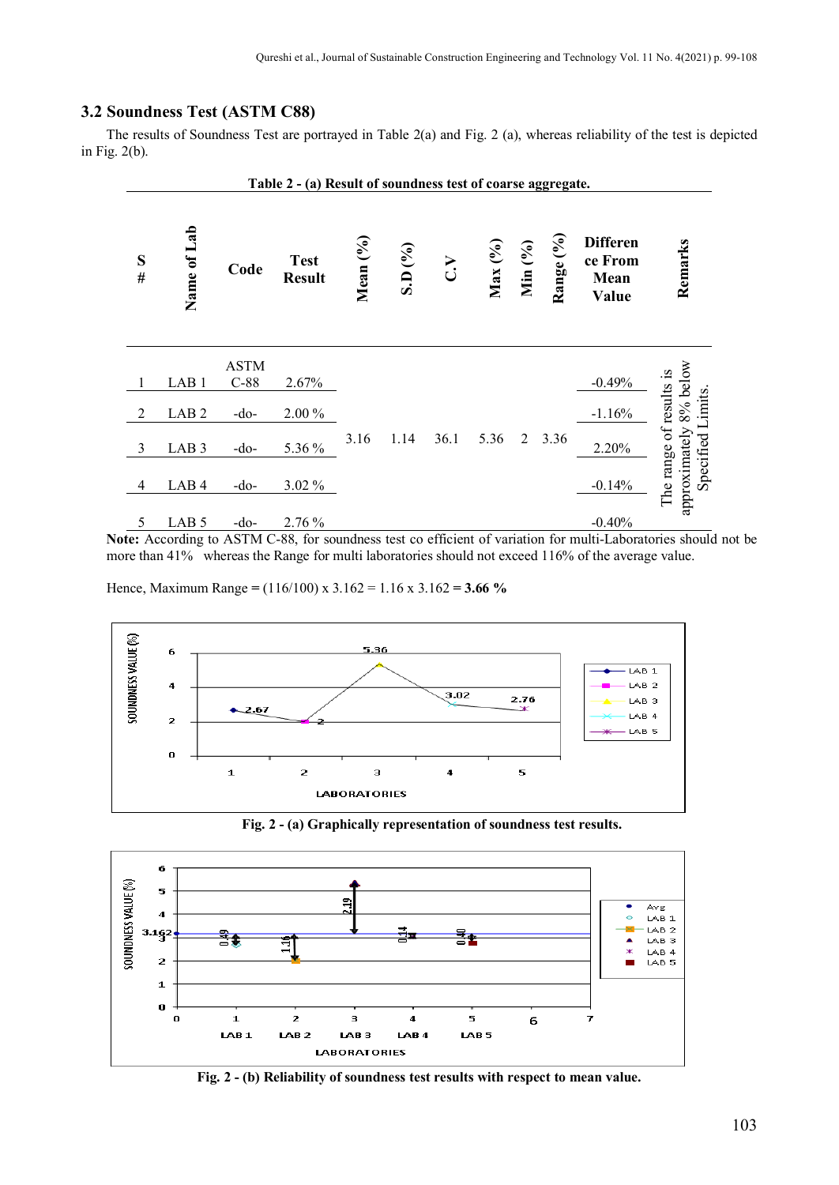## 3.2 Soundness Test (ASTM C88)

The results of Soundness Test are portrayed in Table 2(a) and Fig. 2 (a), whereas reliability of the test is depicted in Fig. 2(b).

**Table 2 - (a) Result of soundness test of coarse aggregate.**

| S # | Name of Lab | Code | Test Result | Mean (%) | S.D (%) | C.V | Max (%) | Min (%) | Range (%) | Difference From Mean Value | Remarks |
|---|---|---|---|---|---|---|---|---|---|---|---|
| 1 | LAB 1 | ASTM C-88 | 2.67% | 3.16 | 1.14 | 36.1 | 5.36 | 2 | 3.36 | -0.49% | The range of results is approximately 8% below Specified Limits. |
| 2 | LAB 2 | -do- | 2.00 % | | | | | | | -1.16% | |
| 3 | LAB 3 | -do- | 5.36 % | | | | | | | 2.20% | |
| 4 | LAB 4 | -do- | 3.02 % | | | | | | | -0.14% | |
| 5 | LAB 5 | -do- | 2.76 % | | | | | | | -0.40% | |

**Note:** According to ASTM C-88, for soundness test co efficient of variation for multi-Laboratories should not be more than 41% whereas the Range for multi laboratories should not exceed 116% of the average value.

Hence, Maximum Range = (116/100) x 3.162 = 1.16 x 3.162 = **3.66 %**

**Fig. 2 - (a) Graphically representation of soundness test results.**

**Fig. 2 - (b) Reliability of soundness test results with respect to mean value.**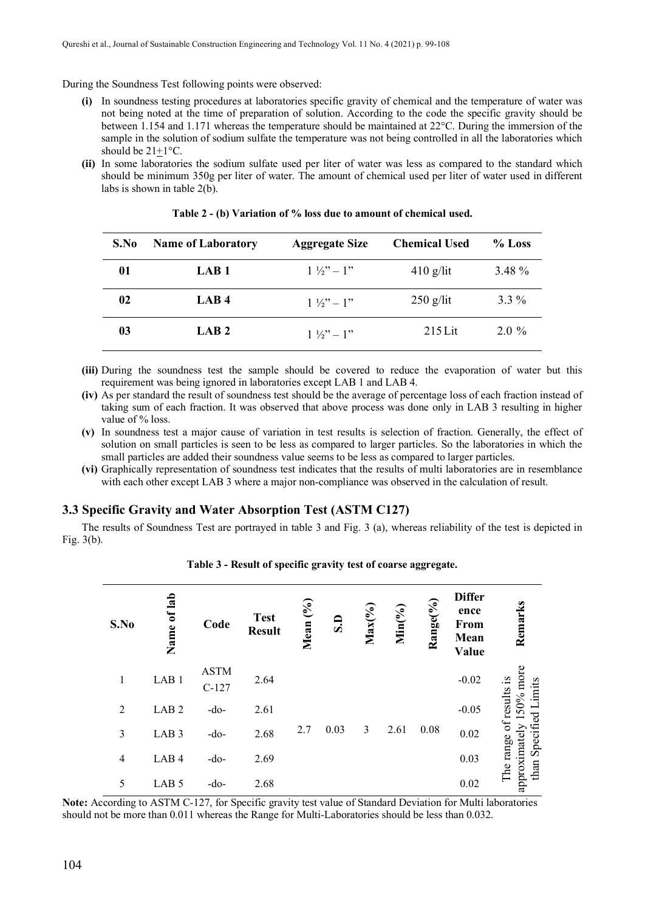During the Soundness Test following points were observed:

- **(i)** In soundness testing procedures at laboratories specific gravity of chemical and the temperature of water was not being noted at the time of preparation of solution. According to the code the specific gravity should be between 1.154 and 1.171 whereas the temperature should be maintained at 22°C. During the immersion of the sample in the solution of sodium sulfate the temperature was not being controlled in all the laboratories which should be 21±1°C.
- **(ii)** In some laboratories the sodium sulfate used per liter of water was less as compared to the standard which should be minimum 350g per liter of water. The amount of chemical used per liter of water used in different labs is shown in table 2(b).

**Table 2 - (b) Variation of % loss due to amount of chemical used.**

| S.No | Name of Laboratory | Aggregate Size | Chemical Used | % Loss |
|---|---|---|---|---|
| **01** | **LAB 1** | 1 ½" – 1" | 410 g/lit | 3.48 % |
| **02** | **LAB 4** | 1 ½" – 1" | 250 g/lit | 3.3 % |
| **03** | **LAB 2** | 1 ½" – 1" | 215 Lit | 2.0 % |

- **(iii)** During the soundness test the sample should be covered to reduce the evaporation of water but this requirement was being ignored in laboratories except LAB 1 and LAB 4.
- **(iv)** As per standard the result of soundness test should be the average of percentage loss of each fraction instead of taking sum of each fraction. It was observed that above process was done only in LAB 3 resulting in higher value of % loss.
- **(v)** In soundness test a major cause of variation in test results is selection of fraction. Generally, the effect of solution on small particles is seen to be less as compared to larger particles. So the laboratories in which the small particles are added their soundness value seems to be less as compared to larger particles.
- **(vi)** Graphically representation of soundness test indicates that the results of multi laboratories are in resemblance with each other except LAB 3 where a major non-compliance was observed in the calculation of result.

### 3.3 Specific Gravity and Water Absorption Test (ASTM C127)

The results of Soundness Test are portrayed in table 3 and Fig. 3 (a), whereas reliability of the test is depicted in Fig. 3(b).

**Table 3 - Result of specific gravity test of coarse aggregate.**

| S.No | Name of lab | Code | Test Result | Mean (%) | S.D | Max(%) | Min(%) | Range(%) | Difference From Mean Value | Remarks |
|---|---|---|---|---|---|---|---|---|---|---|
| 1 | LAB 1 | ASTM C-127 | 2.64 | 2.7 | 0.03 | 3 | 2.61 | 0.08 | -0.02 | The range of results is approximately 150% more than Specified Limits |
| 2 | LAB 2 | -do- | 2.61 | | | | | | -0.05 | |
| 3 | LAB 3 | -do- | 2.68 | | | | | | 0.02 | |
| 4 | LAB 4 | -do- | 2.69 | | | | | | 0.03 | |
| 5 | LAB 5 | -do- | 2.68 | | | | | | 0.02 | |

**Note:** According to ASTM C-127, for Specific gravity test value of Standard Deviation for Multi laboratories should not be more than 0.011 whereas the Range for Multi-Laboratories should be less than 0.032.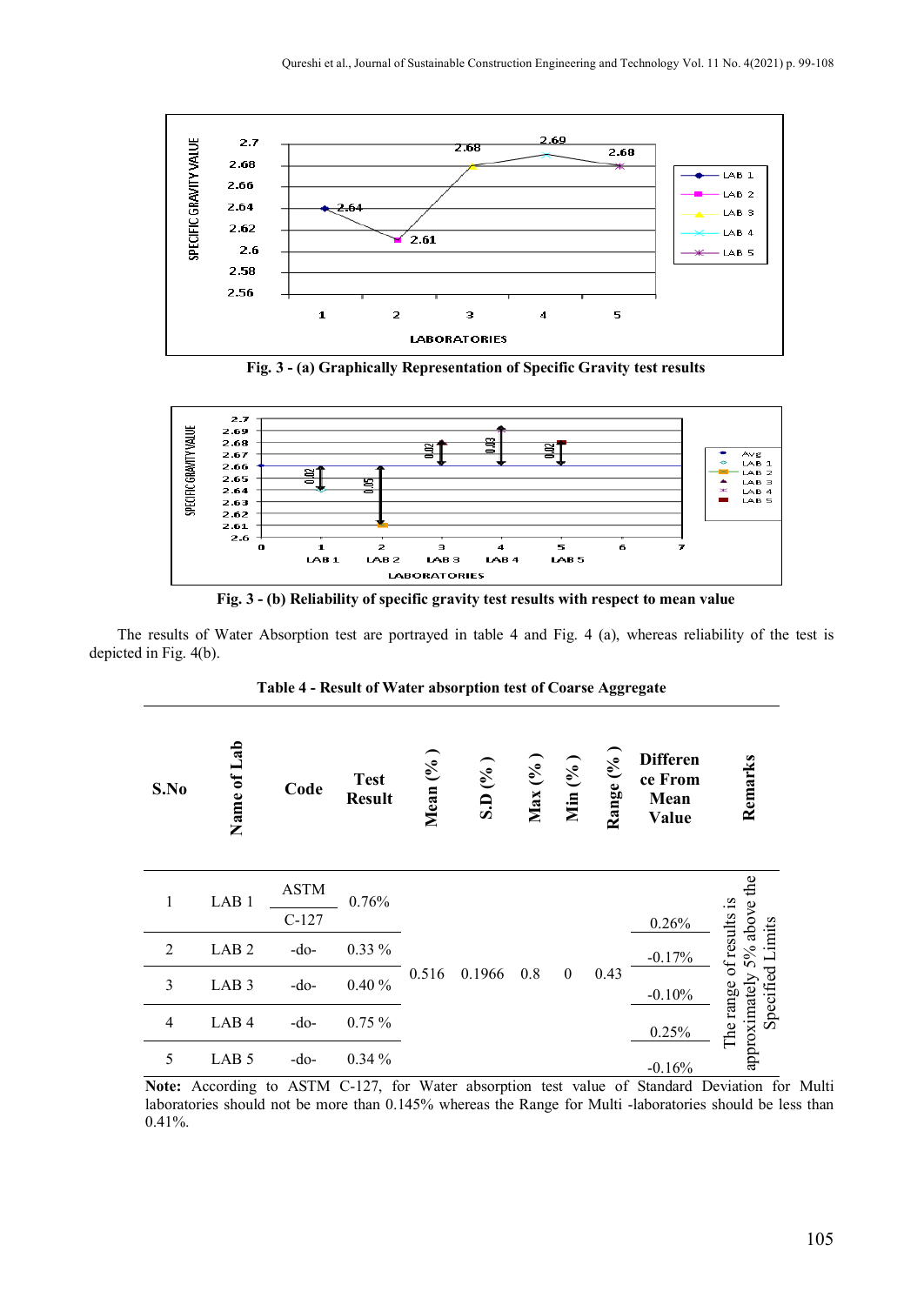**Fig. 3 - (a) Graphically Representation of Specific Gravity test results**

**Fig. 3 - (b) Reliability of specific gravity test results with respect to mean value**

The results of Water Absorption test are portrayed in table 4 and Fig. 4 (a), whereas reliability of the test is depicted in Fig. 4(b).

**Table 4 - Result of Water absorption test of Coarse Aggregate**

| S.No | Name of Lab | Code | Test Result | Mean (%) | S.D (%) | Max (%) | Min (%) | Range (%) | Difference From Mean Value | Remarks |
|---|---|---|---|---|---|---|---|---|---|---|
| 1 | LAB 1 | ASTM C-127 | 0.76% | 0.516 | 0.1966 | 0.8 | 0 | 0.43 | 0.26% | The range of results is approximately 5% above the Specified Limits |
| 2 | LAB 2 | -do- | 0.33 % | | | | | | -0.17% | |
| 3 | LAB 3 | -do- | 0.40 % | | | | | | -0.10% | |
| 4 | LAB 4 | -do- | 0.75 % | | | | | | 0.25% | |
| 5 | LAB 5 | -do- | 0.34 % | | | | | | -0.16% | |

**Note:** According to ASTM C-127, for Water absorption test value of Standard Deviation for Multi laboratories should not be more than 0.145% whereas the Range for Multi -laboratories should be less than 0.41%.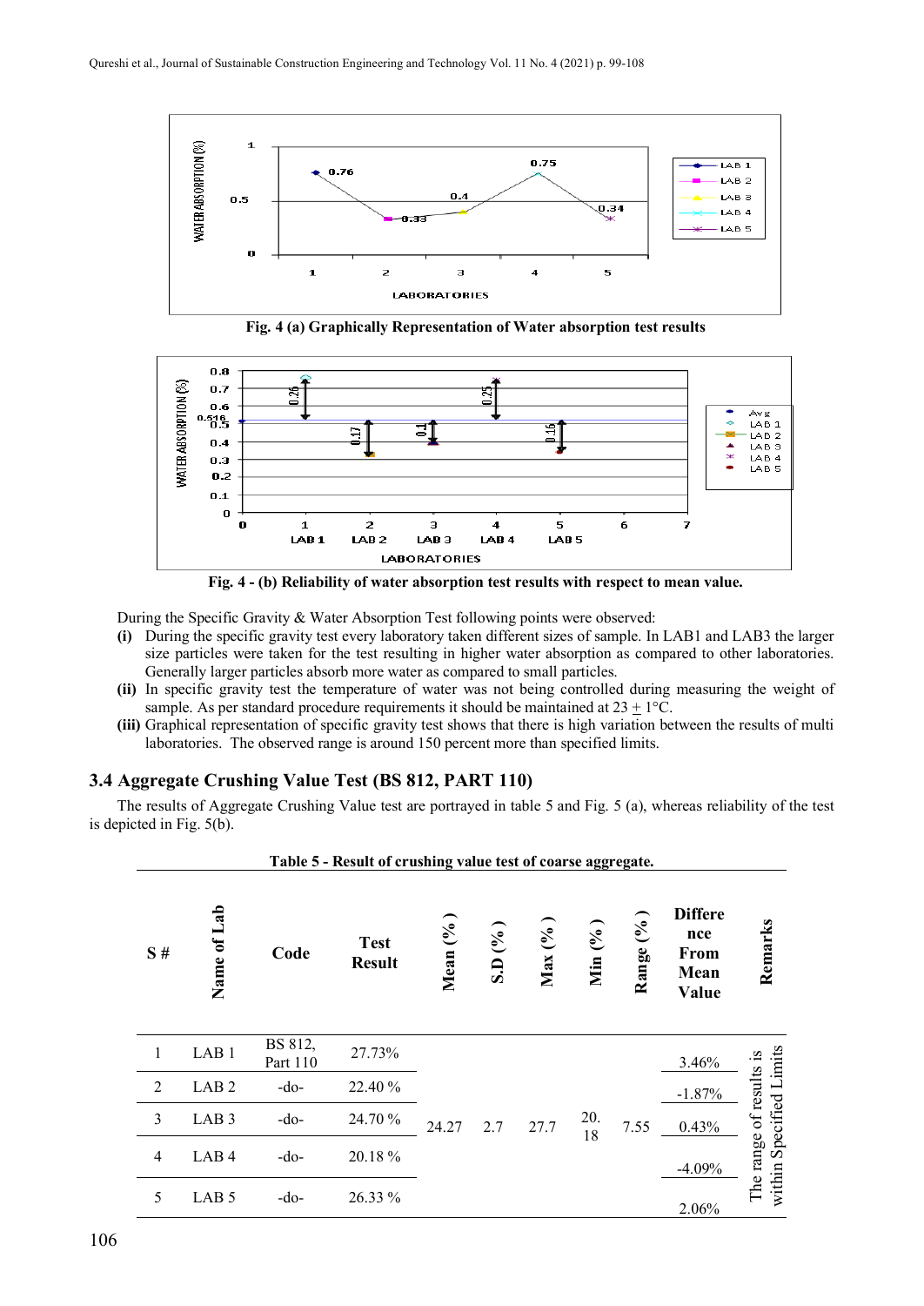Fig. 4 (a) Graphically Representation of Water absorption test results

Fig. 4 - (b) Reliability of water absorption test results with respect to mean value.

During the Specific Gravity & Water Absorption Test following points were observed:

**(i)** During the specific gravity test every laboratory taken different sizes of sample. In LAB1 and LAB3 the larger size particles were taken for the test resulting in higher water absorption as compared to other laboratories. Generally larger particles absorb more water as compared to small particles.

**(ii)** In specific gravity test the temperature of water was not being controlled during measuring the weight of sample. As per standard procedure requirements it should be maintained at 23 $\pm$ 1°C.

**(iii)** Graphical representation of specific gravity test shows that there is high variation between the results of multi laboratories. The observed range is around 150 percent more than specified limits.

### 3.4 Aggregate Crushing Value Test (BS 812, PART 110)

The results of Aggregate Crushing Value test are portrayed in table 5 and Fig. 5 (a), whereas reliability of the test is depicted in Fig. 5(b).

**Table 5 - Result of crushing value test of coarse aggregate.**

| S # | Name of Lab | Code | Test Result | Mean (%) | S.D (%) | Max (%) | Min (%) | Range (%) | Difference From Mean Value | Remarks |
|---|---|---|---|---|---|---|---|---|---|---|
| 1 | LAB 1 | BS 812, Part 110 | 27.73% | 24.27 | 2.7 | 27.7 | 20.18 | 7.55 | 3.46% | The range of results is within Specified Limits |
| 2 | LAB 2 | -do- | 22.40 % | | | | | | -1.87% | |
| 3 | LAB 3 | -do- | 24.70 % | | | | | | 0.43% | |
| 4 | LAB 4 | -do- | 20.18 % | | | | | | -4.09% | |
| 5 | LAB 5 | -do- | 26.33 % | | | | | | 2.06% | |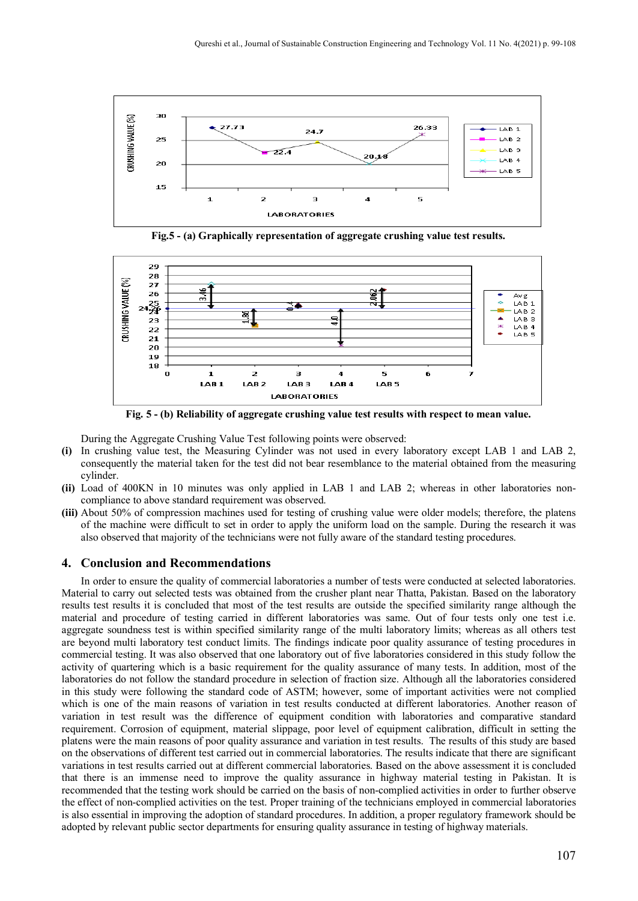Fig.5 - (a) Graphically representation of aggregate crushing value test results.

Fig. 5 - (b) Reliability of aggregate crushing value test results with respect to mean value.

During the Aggregate Crushing Value Test following points were observed:

**(i)** In crushing value test, the Measuring Cylinder was not used in every laboratory except LAB 1 and LAB 2, consequently the material taken for the test did not bear resemblance to the material obtained from the measuring cylinder.

**(ii)** Load of 400KN in 10 minutes was only applied in LAB 1 and LAB 2; whereas in other laboratories non-compliance to above standard requirement was observed.

**(iii)** About 50% of compression machines used for testing of crushing value were older models; therefore, the platens of the machine were difficult to set in order to apply the uniform load on the sample. During the research it was also observed that majority of the technicians were not fully aware of the standard testing procedures.

## 4. Conclusion and Recommendations

In order to ensure the quality of commercial laboratories a number of tests were conducted at selected laboratories. Material to carry out selected tests was obtained from the crusher plant near Thatta, Pakistan. Based on the laboratory results test results it is concluded that most of the test results are outside the specified similarity range although the material and procedure of testing carried in different laboratories was same. Out of four tests only one test i.e. aggregate soundness test is within specified similarity range of the multi laboratory limits; whereas as all others test are beyond multi laboratory test conduct limits. The findings indicate poor quality assurance of testing procedures in commercial testing. It was also observed that one laboratory out of five laboratories considered in this study follow the activity of quartering which is a basic requirement for the quality assurance of many tests. In addition, most of the laboratories do not follow the standard procedure in selection of fraction size. Although all the laboratories considered in this study were following the standard code of ASTM; however, some of important activities were not complied which is one of the main reasons of variation in test results conducted at different laboratories. Another reason of variation in test result was the difference of equipment condition with laboratories and comparative standard requirement. Corrosion of equipment, material slippage, poor level of equipment calibration, difficult in setting the platens were the main reasons of poor quality assurance and variation in test results. The results of this study are based on the observations of different test carried out in commercial laboratories. The results indicate that there are significant variations in test results carried out at different commercial laboratories. Based on the above assessment it is concluded that there is an immense need to improve the quality assurance in highway material testing in Pakistan. It is recommended that the testing work should be carried on the basis of non-complied activities in order to further observe the effect of non-complied activities on the test. Proper training of the technicians employed in commercial laboratories is also essential in improving the adoption of standard procedures. In addition, a proper regulatory framework should be adopted by relevant public sector departments for ensuring quality assurance in testing of highway materials.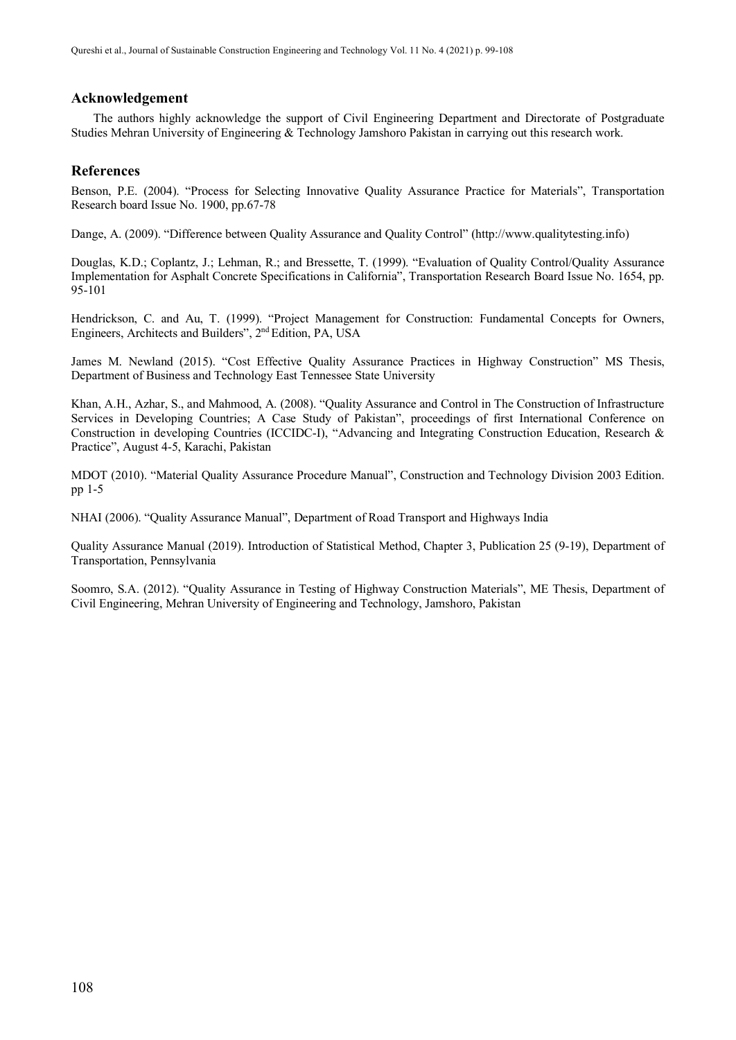## Acknowledgement

The authors highly acknowledge the support of Civil Engineering Department and Directorate of Postgraduate Studies Mehran University of Engineering & Technology Jamshoro Pakistan in carrying out this research work.

## References

Benson, P.E. (2004). "Process for Selecting Innovative Quality Assurance Practice for Materials", Transportation Research board Issue No. 1900, pp.67-78

Dange, A. (2009). "Difference between Quality Assurance and Quality Control" (http://www.qualitytesting.info)

Douglas, K.D.; Coplantz, J.; Lehman, R.; and Bressette, T. (1999). "Evaluation of Quality Control/Quality Assurance Implementation for Asphalt Concrete Specifications in California", Transportation Research Board Issue No. 1654, pp. 95-101

Hendrickson, C. and Au, T. (1999). "Project Management for Construction: Fundamental Concepts for Owners, Engineers, Architects and Builders", 2nd Edition, PA, USA

James M. Newland (2015). "Cost Effective Quality Assurance Practices in Highway Construction" MS Thesis, Department of Business and Technology East Tennessee State University

Khan, A.H., Azhar, S., and Mahmood, A. (2008). "Quality Assurance and Control in The Construction of Infrastructure Services in Developing Countries; A Case Study of Pakistan", proceedings of first International Conference on Construction in developing Countries (ICCIDC-I), "Advancing and Integrating Construction Education, Research & Practice", August 4-5, Karachi, Pakistan

MDOT (2010). "Material Quality Assurance Procedure Manual", Construction and Technology Division 2003 Edition. pp 1-5

NHAI (2006). "Quality Assurance Manual", Department of Road Transport and Highways India

Quality Assurance Manual (2019). Introduction of Statistical Method, Chapter 3, Publication 25 (9-19), Department of Transportation, Pennsylvania

Soomro, S.A. (2012). "Quality Assurance in Testing of Highway Construction Materials", ME Thesis, Department of Civil Engineering, Mehran University of Engineering and Technology, Jamshoro, Pakistan